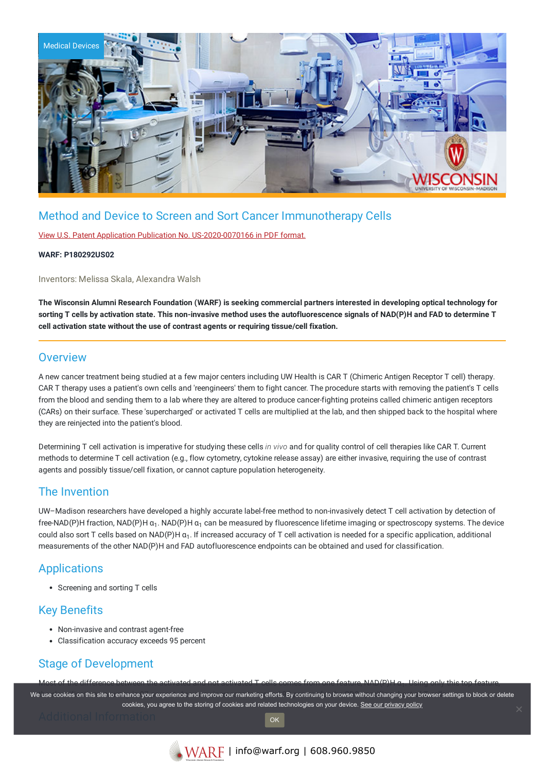Medical Devices

# Method and Device to Screen and Sort Cancer Immunotherapy Cells

View U.S. Patent Application Publication No. US-2020-0070166 in PDF format.

**WARF: P180292US02**

Inventors: Melissa Skala, Alexandra Walsh

**The Wisconsin Alumni Research Foundation (WARF) is seeking commercial partners interested in developing optical technology for sorting T cells by activation state. This non-invasive method uses the autofluorescence signals of NAD(P)H and FAD to determine T cell activation state without the use of contrast agents or requiring tissue/cell fixation.**

## Overview

A new cancer treatment being studied at a few major centers including UW Health is CAR T (Chimeric Antigen Receptor T cell) therapy. CAR T therapy uses a patient's own cells and 'reengineers' them to fight cancer. The procedure starts with removing the patient's T cells from the blood and sending them to a lab where they are altered to produce cancer-fighting proteins called chimeric antigen receptors (CARs) on their surface. These 'supercharged' or activated T cells are multiplied at the lab, and then shipped back to the hospital where they are reinjected into the patient's blood.

Determining T cell activation is imperative for studying these cells *in vivo* and for quality control of cell therapies like CAR T. Current methods to determine T cell activation (e.g., flow cytometry, cytokine release assay) are either invasive, requiring the use of contrast agents and possibly tissue/cell fixation, or cannot capture population heterogeneity.

## The Invention

UW–Madison researchers have developed a highly accurate label-free method to non-invasively detect T cell activation by detection of free-NAD(P)H fraction, NAD(P)H $\alpha_1$. NAD(P)H $\alpha_1$ can be measured by fluorescence lifetime imaging or spectroscopy systems. The device could also sort T cells based on NAD(P)H $\alpha_1$. If increased accuracy of T cell activation is needed for a specific application, additional measurements of the other NAD(P)H and FAD autofluorescence endpoints can be obtained and used for classification.

## Applications

- Screening and sorting T cells

## Key Benefits

- Non-invasive and contrast agent-free
- Classification accuracy exceeds 95 percent

## Stage of Development

Most of the difference between the activated and not activated T cells comes from one feature, NAD(P)H $\alpha_1$. Using only this top feature,

We use cookies on this site to enhance your experience and improve our marketing efforts. By continuing to browse without changing your browser settings to block or delete cookies, you agree to the storing of cookies and related technologies on your device. See our privacy policy

OK

## Additional Information

WARF | info@warf.org | 608.960.9850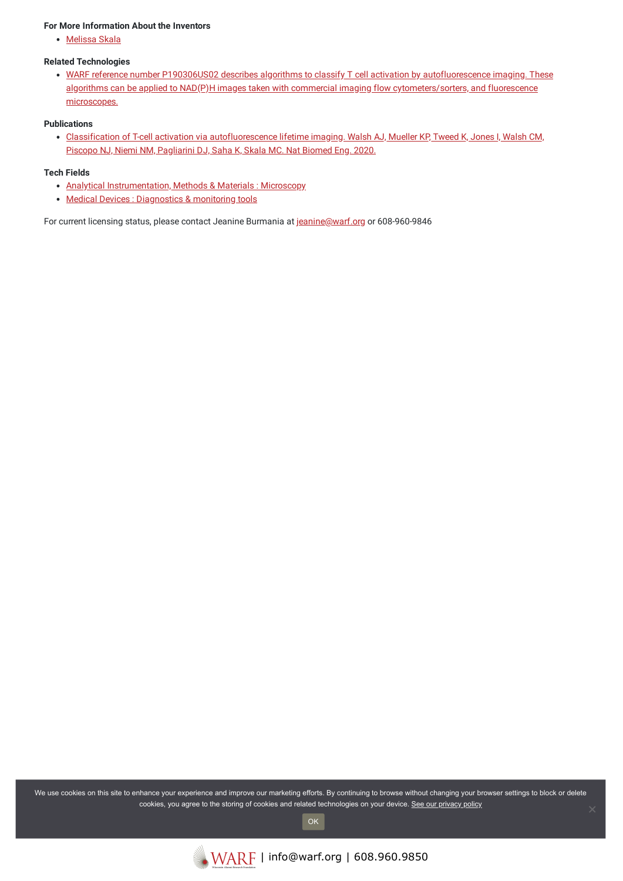**For More Information About the Inventors**

- Melissa Skala

**Related Technologies**

- WARF reference number P190306US02 describes algorithms to classify T cell activation by autofluorescence imaging. These algorithms can be applied to NAD(P)H images taken with commercial imaging flow cytometers/sorters, and fluorescence microscopes.

**Publications**

- Classification of T-cell activation via autofluorescence lifetime imaging. Walsh AJ, Mueller KP, Tweed K, Jones I, Walsh CM, Piscopo NJ, Niemi NM, Pagliarini DJ, Saha K, Skala MC. Nat Biomed Eng. 2020.

**Tech Fields**

- Analytical Instrumentation, Methods & Materials : Microscopy
- Medical Devices : Diagnostics & monitoring tools

For current licensing status, please contact Jeanine Burmania at jeanine@warf.org or 608-960-9846